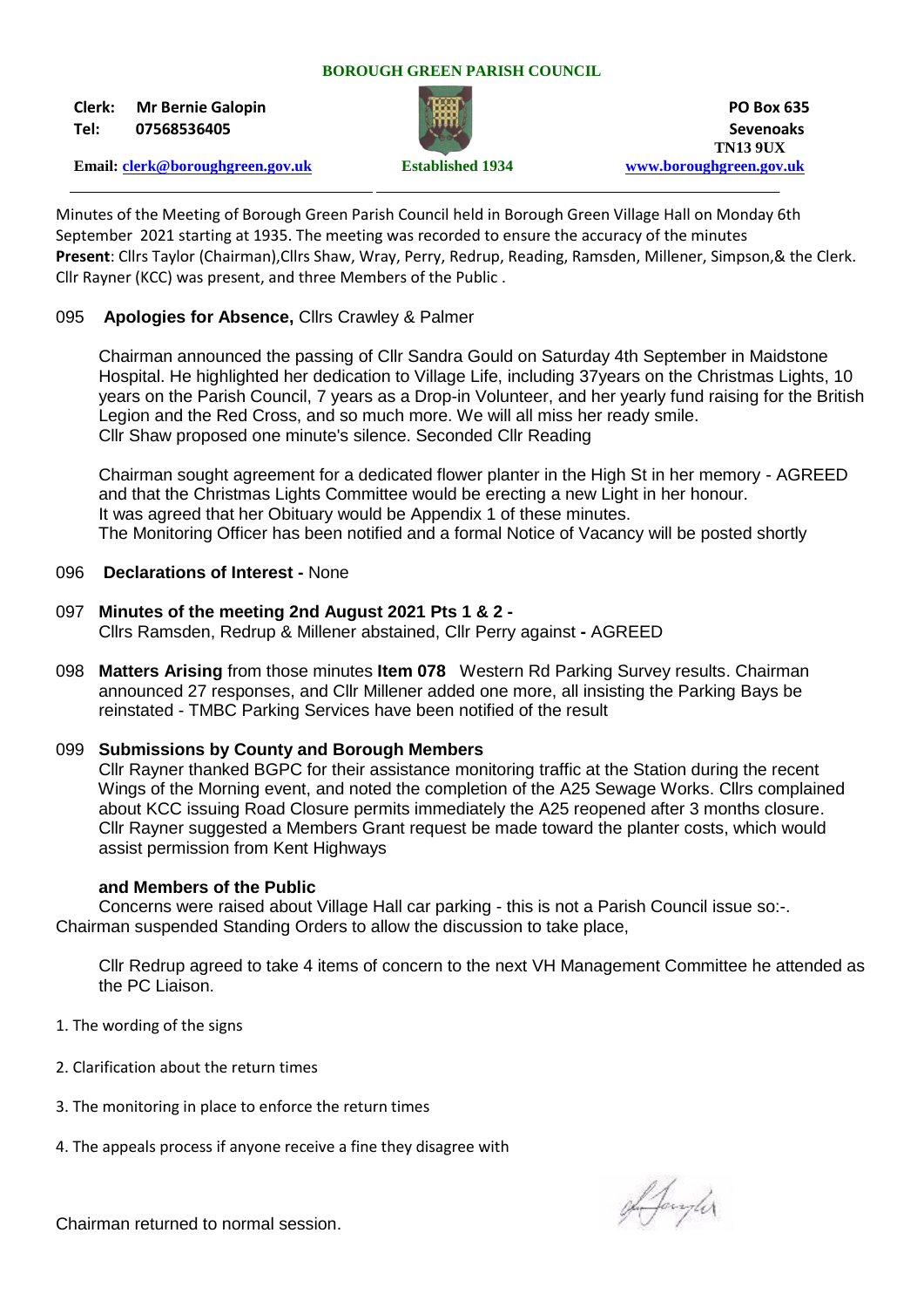# BOROUGH GREEN PARISH COUNCIL

**Clerk:** **Mr Bernie Galopin**
**Tel:** **07568536405**

**PO Box 635**
**Sevenoaks**
**TN13 9UX**

**Email: clerk@boroughgreen.gov.uk** **Established 1934** **www.boroughgreen.gov.uk**

Minutes of the Meeting of Borough Green Parish Council held in Borough Green Village Hall on Monday 6th September 2021 starting at 1935. The meeting was recorded to ensure the accuracy of the minutes
**Present**: Cllrs Taylor (Chairman),Cllrs Shaw, Wray, Perry, Redrup, Reading, Ramsden, Millener, Simpson,& the Clerk. Cllr Rayner (KCC) was present, and three Members of the Public .

095 **Apologies for Absence,** Cllrs Crawley & Palmer

Chairman announced the passing of Cllr Sandra Gould on Saturday 4th September in Maidstone Hospital. He highlighted her dedication to Village Life, including 37years on the Christmas Lights, 10 years on the Parish Council, 7 years as a Drop-in Volunteer, and her yearly fund raising for the British Legion and the Red Cross, and so much more. We will all miss her ready smile.
Cllr Shaw proposed one minute's silence. Seconded Cllr Reading

Chairman sought agreement for a dedicated flower planter in the High St in her memory - AGREED and that the Christmas Lights Committee would be erecting a new Light in her honour.
It was agreed that her Obituary would be Appendix 1 of these minutes.
The Monitoring Officer has been notified and a formal Notice of Vacancy will be posted shortly

096 **Declarations of Interest -** None

097 **Minutes of the meeting 2nd August 2021 Pts 1 & 2 -**
Cllrs Ramsden, Redrup & Millener abstained, Cllr Perry against **-** AGREED

098 **Matters Arising** from those minutes **Item 078** Western Rd Parking Survey results. Chairman announced 27 responses, and Cllr Millener added one more, all insisting the Parking Bays be reinstated - TMBC Parking Services have been notified of the result

099 **Submissions by County and Borough Members**
Cllr Rayner thanked BGPC for their assistance monitoring traffic at the Station during the recent Wings of the Morning event, and noted the completion of the A25 Sewage Works. Cllrs complained about KCC issuing Road Closure permits immediately the A25 reopened after 3 months closure. Cllr Rayner suggested a Members Grant request be made toward the planter costs, which would assist permission from Kent Highways

**and Members of the Public**
Concerns were raised about Village Hall car parking - this is not a Parish Council issue so:-.
Chairman suspended Standing Orders to allow the discussion to take place,

Cllr Redrup agreed to take 4 items of concern to the next VH Management Committee he attended as the PC Liaison.

1. The wording of the signs
2. Clarification about the return times
3. The monitoring in place to enforce the return times
4. The appeals process if anyone receive a fine they disagree with

Chairman returned to normal session.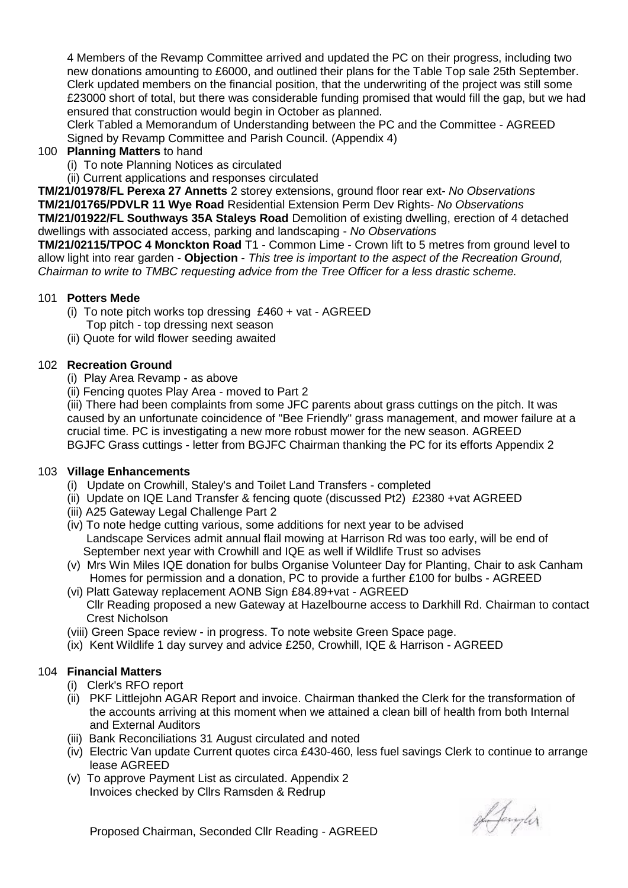4 Members of the Revamp Committee arrived and updated the PC on their progress, including two new donations amounting to £6000, and outlined their plans for the Table Top sale 25th September. Clerk updated members on the financial position, that the underwriting of the project was still some £23000 short of total, but there was considerable funding promised that would fill the gap, but we had ensured that construction would begin in October as planned.

Clerk Tabled a Memorandum of Understanding between the PC and the Committee - AGREED Signed by Revamp Committee and Parish Council. (Appendix 4)

100 **Planning Matters** to hand

- (i) To note Planning Notices as circulated
- (ii) Current applications and responses circulated

**TM/21/01978/FL Perexa 27 Annetts** 2 storey extensions, ground floor rear ext- *No Observations*
**TM/21/01765/PDVLR 11 Wye Road** Residential Extension Perm Dev Rights- *No Observations*
**TM/21/01922/FL Southways 35A Staleys Road** Demolition of existing dwelling, erection of 4 detached dwellings with associated access, parking and landscaping - *No Observations*
**TM/21/02115/TPOC 4 Monckton Road** T1 - Common Lime - Crown lift to 5 metres from ground level to allow light into rear garden - **Objection** - *This tree is important to the aspect of the Recreation Ground, Chairman to write to TMBC requesting advice from the Tree Officer for a less drastic scheme.*

101 **Potters Mede**

- (i) To note pitch works top dressing £460 + vat - AGREED
  Top pitch - top dressing next season
- (ii) Quote for wild flower seeding awaited

102 **Recreation Ground**

- (i) Play Area Revamp - as above
- (ii) Fencing quotes Play Area - moved to Part 2
- (iii) There had been complaints from some JFC parents about grass cuttings on the pitch. It was caused by an unfortunate coincidence of "Bee Friendly" grass management, and mower failure at a crucial time. PC is investigating a new more robust mower for the new season. AGREED
  BGJFC Grass cuttings - letter from BGJFC Chairman thanking the PC for its efforts Appendix 2

103 **Village Enhancements**

- (i) Update on Crowhill, Staley's and Toilet Land Transfers - completed
- (ii) Update on IQE Land Transfer & fencing quote (discussed Pt2) £2380 +vat AGREED
- (iii) A25 Gateway Legal Challenge Part 2
- (iv) To note hedge cutting various, some additions for next year to be advised
  Landscape Services admit annual flail mowing at Harrison Rd was too early, will be end of September next year with Crowhill and IQE as well if Wildlife Trust so advises
- (v) Mrs Win Miles IQE donation for bulbs Organise Volunteer Day for Planting, Chair to ask Canham Homes for permission and a donation, PC to provide a further £100 for bulbs - AGREED
- (vi) Platt Gateway replacement AONB Sign £84.89+vat - AGREED
  Cllr Reading proposed a new Gateway at Hazelbourne access to Darkhill Rd. Chairman to contact Crest Nicholson
- (viii) Green Space review - in progress. To note website Green Space page.
- (ix) Kent Wildlife 1 day survey and advice £250, Crowhill, IQE & Harrison - AGREED

104 **Financial Matters**

- (i) Clerk's RFO report
- (ii) PKF Littlejohn AGAR Report and invoice. Chairman thanked the Clerk for the transformation of the accounts arriving at this moment when we attained a clean bill of health from both Internal and External Auditors
- (iii) Bank Reconciliations 31 August circulated and noted
- (iv) Electric Van update Current quotes circa £430-460, less fuel savings Clerk to continue to arrange lease AGREED
- (v) To approve Payment List as circulated. Appendix 2
  Invoices checked by Cllrs Ramsden & Redrup

Proposed Chairman, Seconded Cllr Reading - AGREED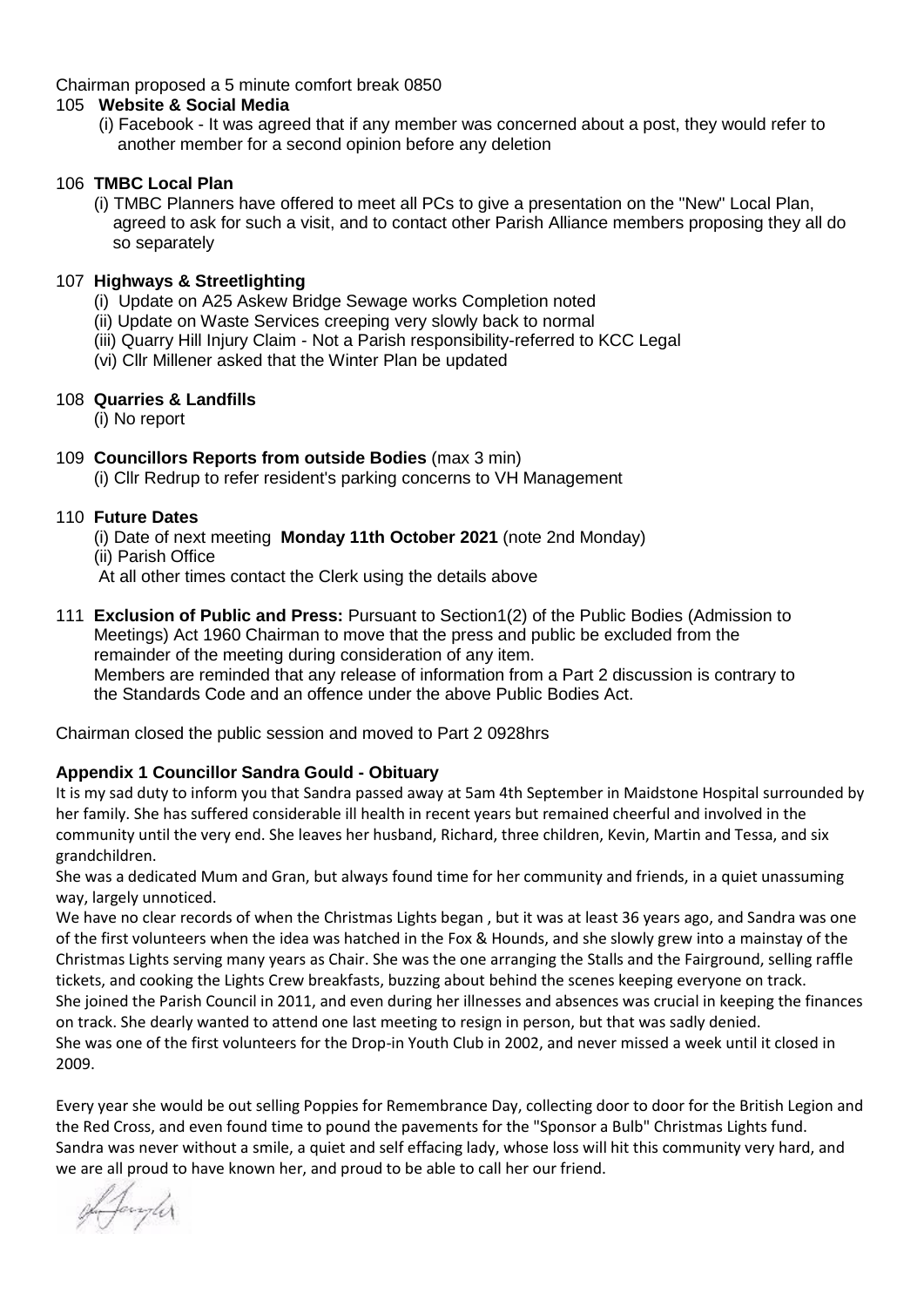Chairman proposed a 5 minute comfort break 0850

105 **Website & Social Media**

(i) Facebook - It was agreed that if any member was concerned about a post, they would refer to another member for a second opinion before any deletion

106 **TMBC Local Plan**

(i) TMBC Planners have offered to meet all PCs to give a presentation on the "New" Local Plan, agreed to ask for such a visit, and to contact other Parish Alliance members proposing they all do so separately

107 **Highways & Streetlighting**

(i) Update on A25 Askew Bridge Sewage works Completion noted
(ii) Update on Waste Services creeping very slowly back to normal
(iii) Quarry Hill Injury Claim - Not a Parish responsibility-referred to KCC Legal
(vi) Cllr Millener asked that the Winter Plan be updated

108 **Quarries & Landfills**

(i) No report

109 **Councillors Reports from outside Bodies** (max 3 min)

(i) Cllr Redrup to refer resident's parking concerns to VH Management

110 **Future Dates**

(i) Date of next meeting **Monday 11th October 2021** (note 2nd Monday)
(ii) Parish Office
At all other times contact the Clerk using the details above

111 **Exclusion of Public and Press:** Pursuant to Section1(2) of the Public Bodies (Admission to Meetings) Act 1960 Chairman to move that the press and public be excluded from the remainder of the meeting during consideration of any item.
Members are reminded that any release of information from a Part 2 discussion is contrary to the Standards Code and an offence under the above Public Bodies Act.

Chairman closed the public session and moved to Part 2 0928hrs

**Appendix 1 Councillor Sandra Gould - Obituary**

It is my sad duty to inform you that Sandra passed away at 5am 4th September in Maidstone Hospital surrounded by her family. She has suffered considerable ill health in recent years but remained cheerful and involved in the community until the very end. She leaves her husband, Richard, three children, Kevin, Martin and Tessa, and six grandchildren.

She was a dedicated Mum and Gran, but always found time for her community and friends, in a quiet unassuming way, largely unnoticed.

We have no clear records of when the Christmas Lights began , but it was at least 36 years ago, and Sandra was one of the first volunteers when the idea was hatched in the Fox & Hounds, and she slowly grew into a mainstay of the Christmas Lights serving many years as Chair. She was the one arranging the Stalls and the Fairground, selling raffle tickets, and cooking the Lights Crew breakfasts, buzzing about behind the scenes keeping everyone on track.

She joined the Parish Council in 2011, and even during her illnesses and absences was crucial in keeping the finances on track. She dearly wanted to attend one last meeting to resign in person, but that was sadly denied.

She was one of the first volunteers for the Drop-in Youth Club in 2002, and never missed a week until it closed in 2009.

Every year she would be out selling Poppies for Remembrance Day, collecting door to door for the British Legion and the Red Cross, and even found time to pound the pavements for the "Sponsor a Bulb" Christmas Lights fund.

Sandra was never without a smile, a quiet and self effacing lady, whose loss will hit this community very hard, and we are all proud to have known her, and proud to be able to call her our friend.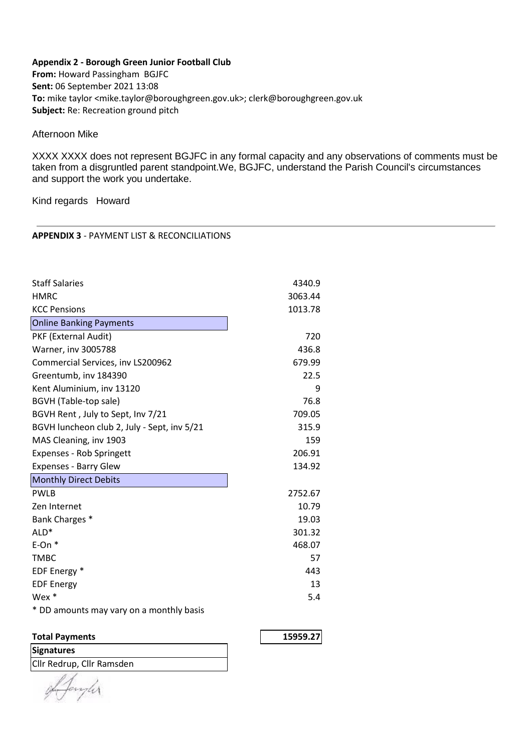**Appendix 2 - Borough Green Junior Football Club**
**From:** Howard Passingham BGJFC
**Sent:** 06 September 2021 13:08
**To:** mike taylor <mike.taylor@boroughgreen.gov.uk>; clerk@boroughgreen.gov.uk
**Subject:** Re: Recreation ground pitch

Afternoon Mike

XXXX XXXX does not represent BGJFC in any formal capacity and any observations of comments must be taken from a disgruntled parent standpoint.We, BGJFC, understand the Parish Council's circumstances and support the work you undertake.

Kind regards Howard

---

**APPENDIX 3** - PAYMENT LIST & RECONCILIATIONS

| | |
|---|---|
| Staff Salaries | 4340.9 |
| HMRC | 3063.44 |
| KCC Pensions | 1013.78 |
| Online Banking Payments | |
| PKF (External Audit) | 720 |
| Warner, inv 3005788 | 436.8 |
| Commercial Services, inv LS200962 | 679.99 |
| Greentumb, inv 184390 | 22.5 |
| Kent Aluminium, inv 13120 | 9 |
| BGVH (Table-top sale) | 76.8 |
| BGVH Rent , July to Sept, Inv 7/21 | 709.05 |
| BGVH luncheon club 2, July - Sept, inv 5/21 | 315.9 |
| MAS Cleaning, inv 1903 | 159 |
| Expenses - Rob Springett | 206.91 |
| Expenses - Barry Glew | 134.92 |
| Monthly Direct Debits | |
| PWLB | 2752.67 |
| Zen Internet | 10.79 |
| Bank Charges * | 19.03 |
| ALD* | 301.32 |
| E-On * | 468.07 |
| TMBC | 57 |
| EDF Energy * | 443 |
| EDF Energy | 13 |
| Wex * | 5.4 |
| * DD amounts may vary on a monthly basis | |
| **Total Payments** | **15959.27** |

**Signatures**

Cllr Redrup, Cllr Ramsden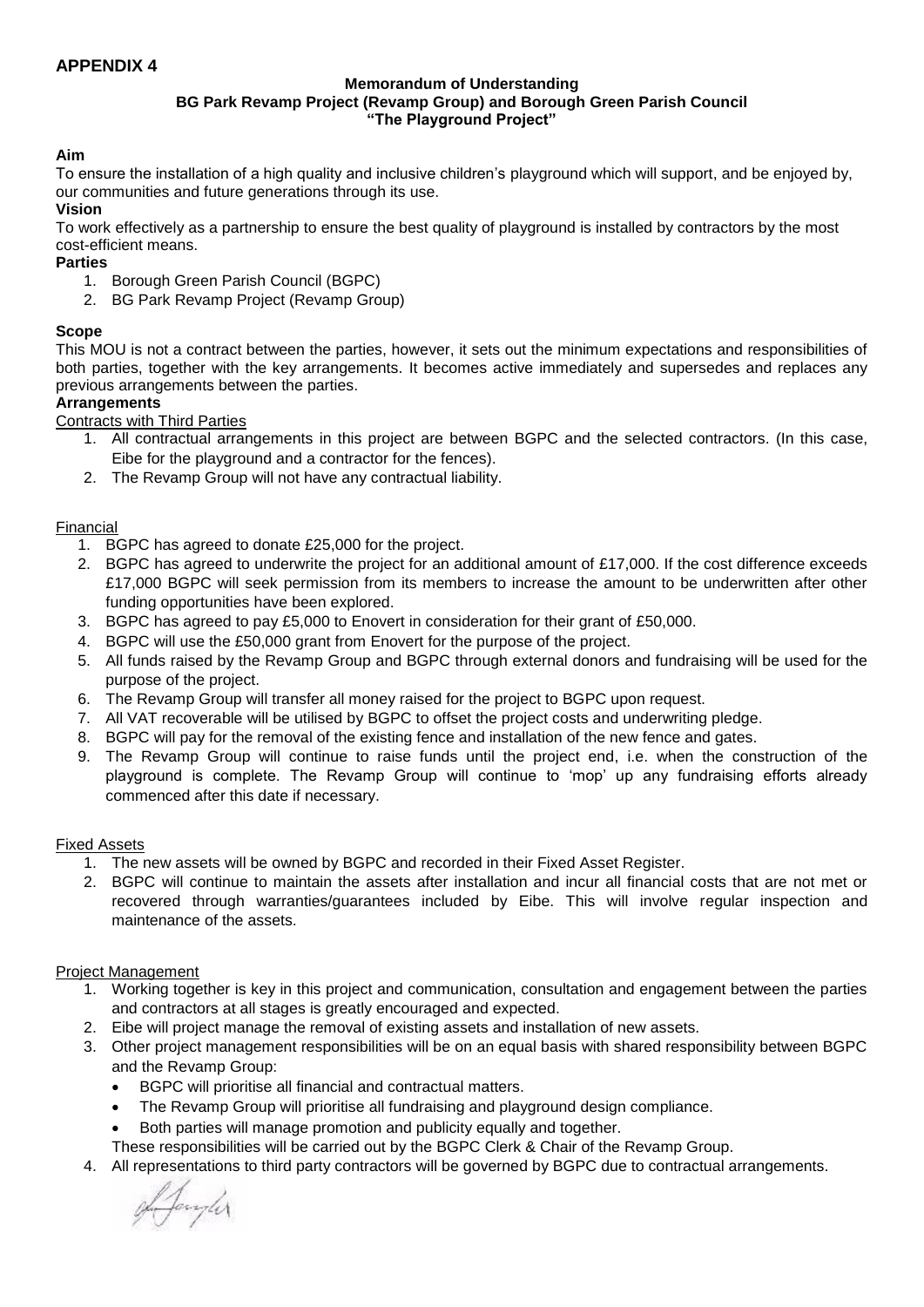**APPENDIX 4**

**Memorandum of Understanding**
**BG Park Revamp Project (Revamp Group) and Borough Green Parish Council**
**"The Playground Project"**

**Aim**

To ensure the installation of a high quality and inclusive children's playground which will support, and be enjoyed by, our communities and future generations through its use.

**Vision**

To work effectively as a partnership to ensure the best quality of playground is installed by contractors by the most cost-efficient means.

**Parties**

1. Borough Green Parish Council (BGPC)
2. BG Park Revamp Project (Revamp Group)

**Scope**

This MOU is not a contract between the parties, however, it sets out the minimum expectations and responsibilities of both parties, together with the key arrangements. It becomes active immediately and supersedes and replaces any previous arrangements between the parties.

**Arrangements**

Contracts with Third Parties

1. All contractual arrangements in this project are between BGPC and the selected contractors. (In this case, Eibe for the playground and a contractor for the fences).
2. The Revamp Group will not have any contractual liability.

Financial

1. BGPC has agreed to donate £25,000 for the project.
2. BGPC has agreed to underwrite the project for an additional amount of £17,000. If the cost difference exceeds £17,000 BGPC will seek permission from its members to increase the amount to be underwritten after other funding opportunities have been explored.
3. BGPC has agreed to pay £5,000 to Enovert in consideration for their grant of £50,000.
4. BGPC will use the £50,000 grant from Enovert for the purpose of the project.
5. All funds raised by the Revamp Group and BGPC through external donors and fundraising will be used for the purpose of the project.
6. The Revamp Group will transfer all money raised for the project to BGPC upon request.
7. All VAT recoverable will be utilised by BGPC to offset the project costs and underwriting pledge.
8. BGPC will pay for the removal of the existing fence and installation of the new fence and gates.
9. The Revamp Group will continue to raise funds until the project end, i.e. when the construction of the playground is complete. The Revamp Group will continue to 'mop' up any fundraising efforts already commenced after this date if necessary.

Fixed Assets

1. The new assets will be owned by BGPC and recorded in their Fixed Asset Register.
2. BGPC will continue to maintain the assets after installation and incur all financial costs that are not met or recovered through warranties/guarantees included by Eibe. This will involve regular inspection and maintenance of the assets.

Project Management

1. Working together is key in this project and communication, consultation and engagement between the parties and contractors at all stages is greatly encouraged and expected.
2. Eibe will project manage the removal of existing assets and installation of new assets.
3. Other project management responsibilities will be on an equal basis with shared responsibility between BGPC and the Revamp Group:
   - BGPC will prioritise all financial and contractual matters.
   - The Revamp Group will prioritise all fundraising and playground design compliance.
   - Both parties will manage promotion and publicity equally and together.

   These responsibilities will be carried out by the BGPC Clerk & Chair of the Revamp Group.
4. All representations to third party contractors will be governed by BGPC due to contractual arrangements.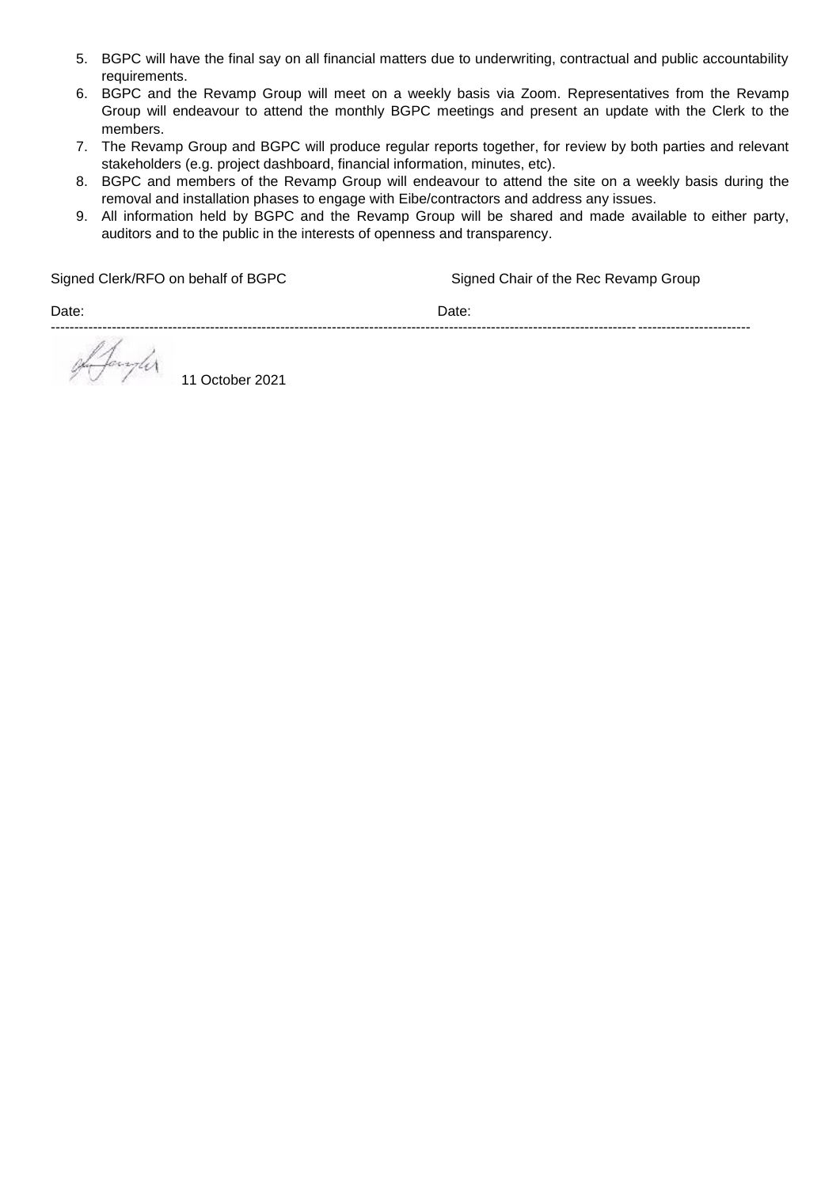5. BGPC will have the final say on all financial matters due to underwriting, contractual and public accountability requirements.
6. BGPC and the Revamp Group will meet on a weekly basis via Zoom. Representatives from the Revamp Group will endeavour to attend the monthly BGPC meetings and present an update with the Clerk to the members.
7. The Revamp Group and BGPC will produce regular reports together, for review by both parties and relevant stakeholders (e.g. project dashboard, financial information, minutes, etc).
8. BGPC and members of the Revamp Group will endeavour to attend the site on a weekly basis during the removal and installation phases to engage with Eibe/contractors and address any issues.
9. All information held by BGPC and the Revamp Group will be shared and made available to either party, auditors and to the public in the interests of openness and transparency.

Signed Clerk/RFO on behalf of BGPC

Date:

Signed Chair of the Rec Revamp Group

Date:

---

11 October 2021